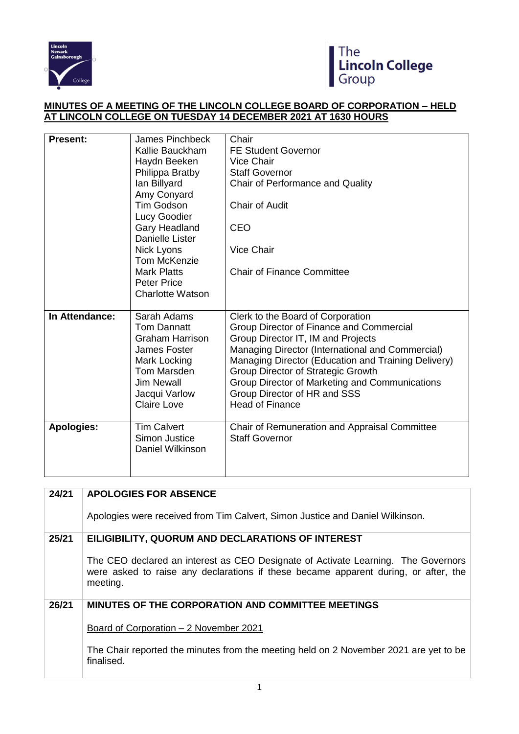## MINUTES OF A MEETING OF THE LINCOLN COLLEGE BOARD OF CORPORATION – HELD AT LINCOLN COLLEGE ON TUESDAY 14 DECEMBER 2021 AT 1630 HOURS

| | | |
|---|---|---|
| **Present:** | James Pinchbeck | Chair |
| | Kallie Bauckham | FE Student Governor |
| | Haydn Beeken | Vice Chair |
| | Philippa Bratby | Staff Governor |
| | Ian Billyard | Chair of Performance and Quality |
| | Amy Conyard | |
| | Tim Godson | Chair of Audit |
| | Lucy Goodier | |
| | Gary Headland | CEO |
| | Danielle Lister | |
| | Nick Lyons | Vice Chair |
| | Tom McKenzie | |
| | Mark Platts | Chair of Finance Committee |
| | Peter Price | |
| | Charlotte Watson | |
| **In Attendance:** | Sarah Adams | Clerk to the Board of Corporation |
| | Tom Dannatt | Group Director of Finance and Commercial |
| | Graham Harrison | Group Director IT, IM and Projects |
| | James Foster | Managing Director (International and Commercial) |
| | Mark Locking | Managing Director (Education and Training Delivery) |
| | Tom Marsden | Group Director of Strategic Growth |
| | Jim Newall | Group Director of Marketing and Communications |
| | Jacqui Varlow | Group Director of HR and SSS |
| | Claire Love | Head of Finance |
| **Apologies:** | Tim Calvert | Chair of Remuneration and Appraisal Committee |
| | Simon Justice | Staff Governor |
| | Daniel Wilkinson | |

| | |
|---|---|
| **24/21** | **APOLOGIES FOR ABSENCE**<br><br>Apologies were received from Tim Calvert, Simon Justice and Daniel Wilkinson. |
| **25/21** | **EILIGIBILITY, QUORUM AND DECLARATIONS OF INTEREST**<br><br>The CEO declared an interest as CEO Designate of Activate Learning. The Governors were asked to raise any declarations if these became apparent during, or after, the meeting. |
| **26/21** | **MINUTES OF THE CORPORATION AND COMMITTEE MEETINGS**<br><br><u>Board of Corporation – 2 November 2021</u><br><br>The Chair reported the minutes from the meeting held on 2 November 2021 are yet to be finalised. |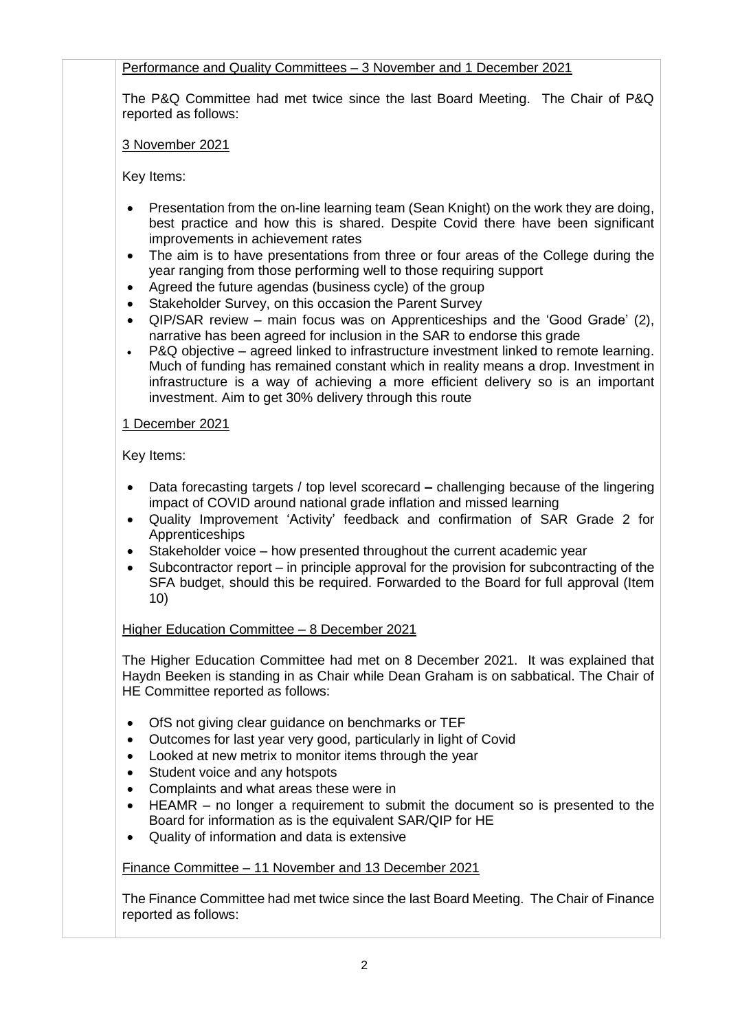Performance and Quality Committees – 3 November and 1 December 2021

The P&Q Committee had met twice since the last Board Meeting. The Chair of P&Q reported as follows:

3 November 2021

Key Items:

- Presentation from the on-line learning team (Sean Knight) on the work they are doing, best practice and how this is shared. Despite Covid there have been significant improvements in achievement rates
- The aim is to have presentations from three or four areas of the College during the year ranging from those performing well to those requiring support
- Agreed the future agendas (business cycle) of the group
- Stakeholder Survey, on this occasion the Parent Survey
- QIP/SAR review – main focus was on Apprenticeships and the 'Good Grade' (2), narrative has been agreed for inclusion in the SAR to endorse this grade
- P&Q objective – agreed linked to infrastructure investment linked to remote learning. Much of funding has remained constant which in reality means a drop. Investment in infrastructure is a way of achieving a more efficient delivery so is an important investment. Aim to get 30% delivery through this route

1 December 2021

Key Items:

- Data forecasting targets / top level scorecard – challenging because of the lingering impact of COVID around national grade inflation and missed learning
- Quality Improvement 'Activity' feedback and confirmation of SAR Grade 2 for Apprenticeships
- Stakeholder voice – how presented throughout the current academic year
- Subcontractor report – in principle approval for the provision for subcontracting of the SFA budget, should this be required. Forwarded to the Board for full approval (Item 10)

Higher Education Committee – 8 December 2021

The Higher Education Committee had met on 8 December 2021. It was explained that Haydn Beeken is standing in as Chair while Dean Graham is on sabbatical. The Chair of HE Committee reported as follows:

- OfS not giving clear guidance on benchmarks or TEF
- Outcomes for last year very good, particularly in light of Covid
- Looked at new metrix to monitor items through the year
- Student voice and any hotspots
- Complaints and what areas these were in
- HEAMR – no longer a requirement to submit the document so is presented to the Board for information as is the equivalent SAR/QIP for HE
- Quality of information and data is extensive

Finance Committee – 11 November and 13 December 2021

The Finance Committee had met twice since the last Board Meeting. The Chair of Finance reported as follows: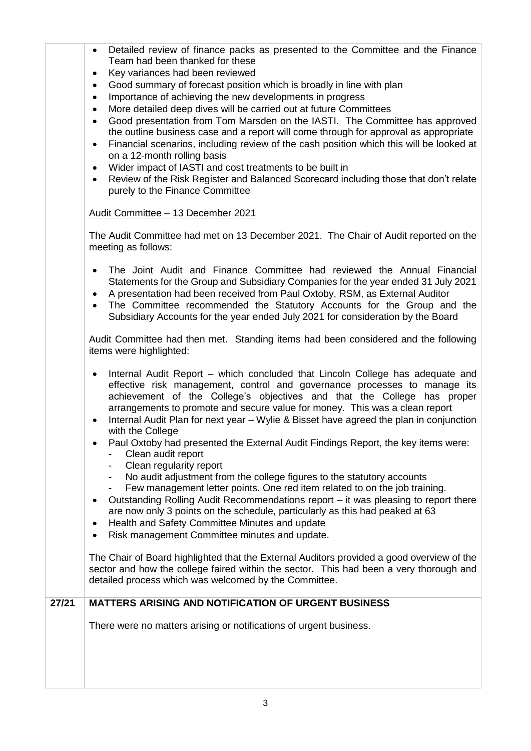|  |  |
|---|---|
|  | - Detailed review of finance packs as presented to the Committee and the Finance Team had been thanked for these<br>- Key variances had been reviewed<br>- Good summary of forecast position which is broadly in line with plan<br>- Importance of achieving the new developments in progress<br>- More detailed deep dives will be carried out at future Committees<br>- Good presentation from Tom Marsden on the IASTI. The Committee has approved the outline business case and a report will come through for approval as appropriate<br>- Financial scenarios, including review of the cash position which this will be looked at on a 12-month rolling basis<br>- Wider impact of IASTI and cost treatments to be built in<br>- Review of the Risk Register and Balanced Scorecard including those that don't relate purely to the Finance Committee<br><br><u>Audit Committee – 13 December 2021</u><br><br>The Audit Committee had met on 13 December 2021. The Chair of Audit reported on the meeting as follows:<br><br>- The Joint Audit and Finance Committee had reviewed the Annual Financial Statements for the Group and Subsidiary Companies for the year ended 31 July 2021<br>- A presentation had been received from Paul Oxtoby, RSM, as External Auditor<br>- The Committee recommended the Statutory Accounts for the Group and the Subsidiary Accounts for the year ended July 2021 for consideration by the Board<br><br>Audit Committee had then met. Standing items had been considered and the following items were highlighted:<br><br>- Internal Audit Report – which concluded that Lincoln College has adequate and effective risk management, control and governance processes to manage its achievement of the College's objectives and that the College has proper arrangements to promote and secure value for money. This was a clean report<br>- Internal Audit Plan for next year – Wylie & Bisset have agreed the plan in conjunction with the College<br>- Paul Oxtoby had presented the External Audit Findings Report, the key items were:<br>&nbsp;&nbsp;- Clean audit report<br>&nbsp;&nbsp;- Clean regularity report<br>&nbsp;&nbsp;- No audit adjustment from the college figures to the statutory accounts<br>&nbsp;&nbsp;- Few management letter points. One red item related to on the job training.<br>- Outstanding Rolling Audit Recommendations report – it was pleasing to report there are now only 3 points on the schedule, particularly as this had peaked at 63<br>- Health and Safety Committee Minutes and update<br>- Risk management Committee minutes and update.<br><br>The Chair of Board highlighted that the External Auditors provided a good overview of the sector and how the college faired within the sector. This had been a very thorough and detailed process which was welcomed by the Committee. |
| **27/21** | **MATTERS ARISING AND NOTIFICATION OF URGENT BUSINESS**<br><br>There were no matters arising or notifications of urgent business. |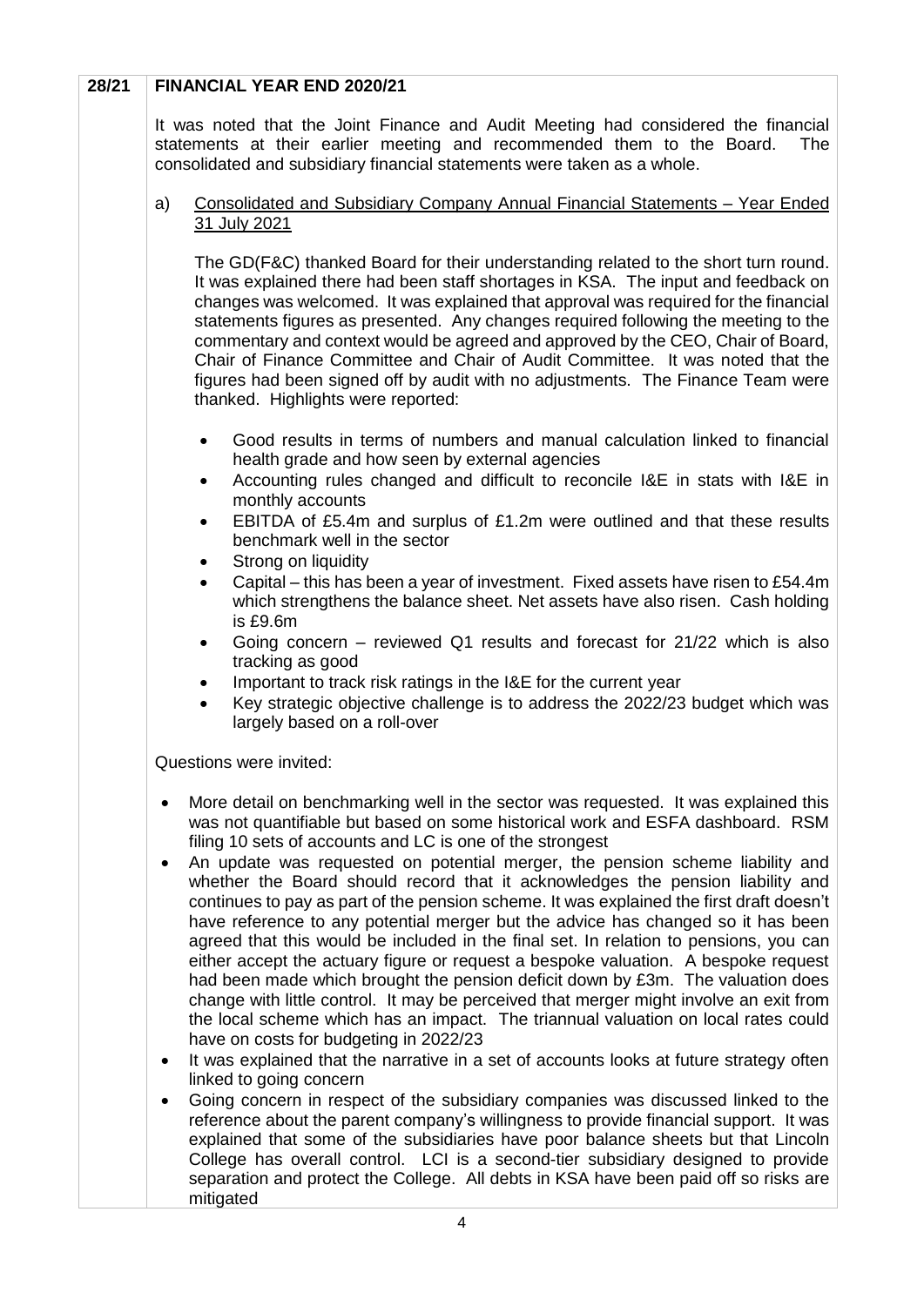**28/21 FINANCIAL YEAR END 2020/21**

It was noted that the Joint Finance and Audit Meeting had considered the financial statements at their earlier meeting and recommended them to the Board. The consolidated and subsidiary financial statements were taken as a whole.

a) Consolidated and Subsidiary Company Annual Financial Statements – Year Ended 31 July 2021

The GD(F&C) thanked Board for their understanding related to the short turn round. It was explained there had been staff shortages in KSA. The input and feedback on changes was welcomed. It was explained that approval was required for the financial statements figures as presented. Any changes required following the meeting to the commentary and context would be agreed and approved by the CEO, Chair of Board, Chair of Finance Committee and Chair of Audit Committee. It was noted that the figures had been signed off by audit with no adjustments. The Finance Team were thanked. Highlights were reported:

- Good results in terms of numbers and manual calculation linked to financial health grade and how seen by external agencies
- Accounting rules changed and difficult to reconcile I&E in stats with I&E in monthly accounts
- EBITDA of £5.4m and surplus of £1.2m were outlined and that these results benchmark well in the sector
- Strong on liquidity
- Capital – this has been a year of investment. Fixed assets have risen to £54.4m which strengthens the balance sheet. Net assets have also risen. Cash holding is £9.6m
- Going concern – reviewed Q1 results and forecast for 21/22 which is also tracking as good
- Important to track risk ratings in the I&E for the current year
- Key strategic objective challenge is to address the 2022/23 budget which was largely based on a roll-over

Questions were invited:

- More detail on benchmarking well in the sector was requested. It was explained this was not quantifiable but based on some historical work and ESFA dashboard. RSM filing 10 sets of accounts and LC is one of the strongest
- An update was requested on potential merger, the pension scheme liability and whether the Board should record that it acknowledges the pension liability and continues to pay as part of the pension scheme. It was explained the first draft doesn't have reference to any potential merger but the advice has changed so it has been agreed that this would be included in the final set. In relation to pensions, you can either accept the actuary figure or request a bespoke valuation. A bespoke request had been made which brought the pension deficit down by £3m. The valuation does change with little control. It may be perceived that merger might involve an exit from the local scheme which has an impact. The triannual valuation on local rates could have on costs for budgeting in 2022/23
- It was explained that the narrative in a set of accounts looks at future strategy often linked to going concern
- Going concern in respect of the subsidiary companies was discussed linked to the reference about the parent company's willingness to provide financial support. It was explained that some of the subsidiaries have poor balance sheets but that Lincoln College has overall control. LCI is a second-tier subsidiary designed to provide separation and protect the College. All debts in KSA have been paid off so risks are mitigated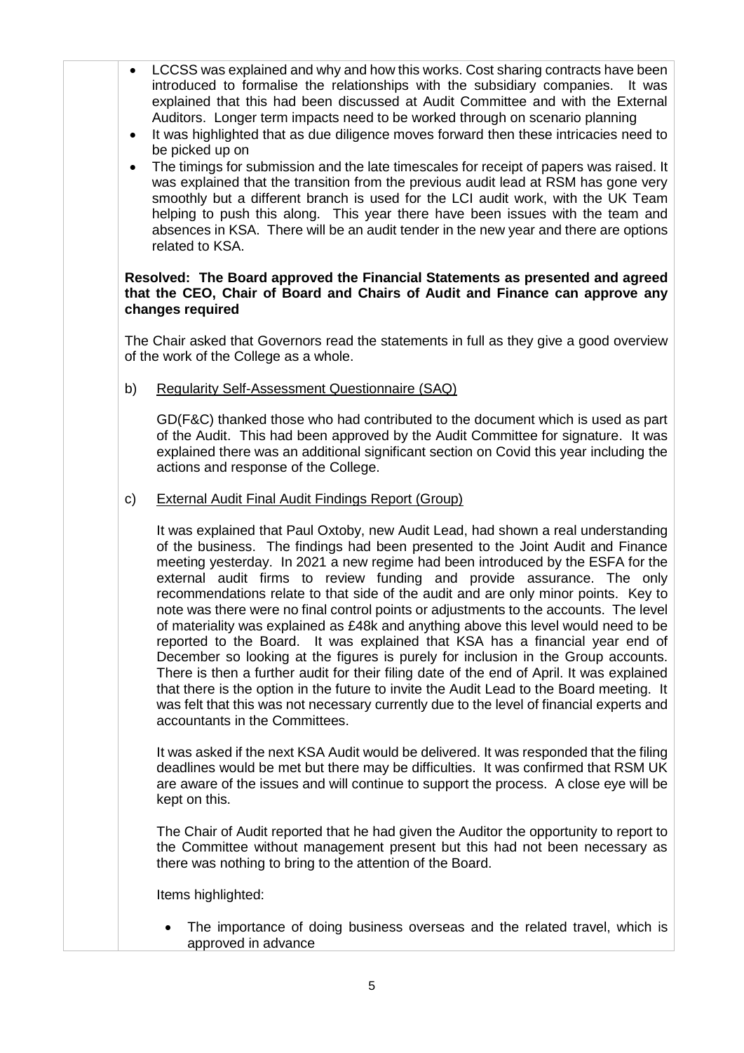- LCCSS was explained and why and how this works. Cost sharing contracts have been introduced to formalise the relationships with the subsidiary companies. It was explained that this had been discussed at Audit Committee and with the External Auditors. Longer term impacts need to be worked through on scenario planning
- It was highlighted that as due diligence moves forward then these intricacies need to be picked up on
- The timings for submission and the late timescales for receipt of papers was raised. It was explained that the transition from the previous audit lead at RSM has gone very smoothly but a different branch is used for the LCI audit work, with the UK Team helping to push this along. This year there have been issues with the team and absences in KSA. There will be an audit tender in the new year and there are options related to KSA.

**Resolved: The Board approved the Financial Statements as presented and agreed that the CEO, Chair of Board and Chairs of Audit and Finance can approve any changes required**

The Chair asked that Governors read the statements in full as they give a good overview of the work of the College as a whole.

b) Regularity Self-Assessment Questionnaire (SAQ)

GD(F&C) thanked those who had contributed to the document which is used as part of the Audit. This had been approved by the Audit Committee for signature. It was explained there was an additional significant section on Covid this year including the actions and response of the College.

c) External Audit Final Audit Findings Report (Group)

It was explained that Paul Oxtoby, new Audit Lead, had shown a real understanding of the business. The findings had been presented to the Joint Audit and Finance meeting yesterday. In 2021 a new regime had been introduced by the ESFA for the external audit firms to review funding and provide assurance. The only recommendations relate to that side of the audit and are only minor points. Key to note was there were no final control points or adjustments to the accounts. The level of materiality was explained as £48k and anything above this level would need to be reported to the Board. It was explained that KSA has a financial year end of December so looking at the figures is purely for inclusion in the Group accounts. There is then a further audit for their filing date of the end of April. It was explained that there is the option in the future to invite the Audit Lead to the Board meeting. It was felt that this was not necessary currently due to the level of financial experts and accountants in the Committees.

It was asked if the next KSA Audit would be delivered. It was responded that the filing deadlines would be met but there may be difficulties. It was confirmed that RSM UK are aware of the issues and will continue to support the process. A close eye will be kept on this.

The Chair of Audit reported that he had given the Auditor the opportunity to report to the Committee without management present but this had not been necessary as there was nothing to bring to the attention of the Board.

Items highlighted:

- The importance of doing business overseas and the related travel, which is approved in advance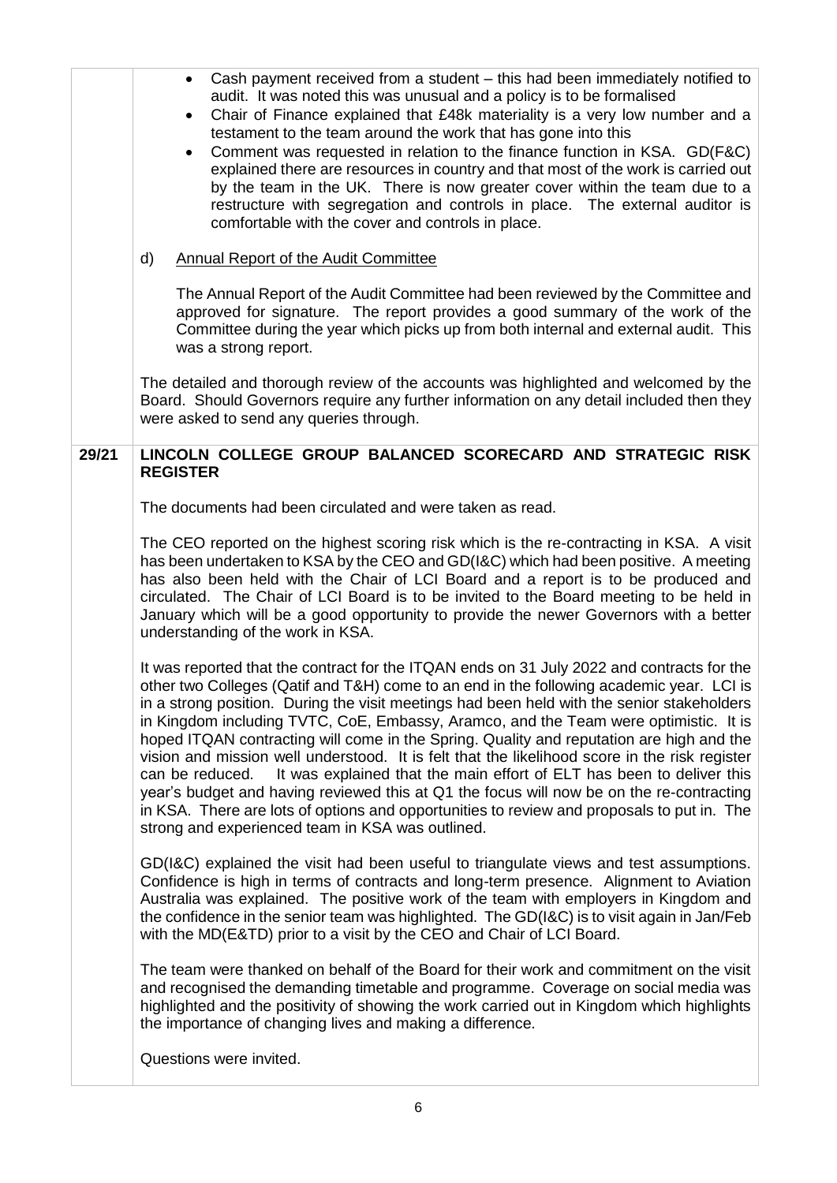- Cash payment received from a student – this had been immediately notified to audit. It was noted this was unusual and a policy is to be formalised
- Chair of Finance explained that £48k materiality is a very low number and a testament to the team around the work that has gone into this
- Comment was requested in relation to the finance function in KSA. GD(F&C) explained there are resources in country and that most of the work is carried out by the team in the UK. There is now greater cover within the team due to a restructure with segregation and controls in place. The external auditor is comfortable with the cover and controls in place.

d) Annual Report of the Audit Committee

The Annual Report of the Audit Committee had been reviewed by the Committee and approved for signature. The report provides a good summary of the work of the Committee during the year which picks up from both internal and external audit. This was a strong report.

The detailed and thorough review of the accounts was highlighted and welcomed by the Board. Should Governors require any further information on any detail included then they were asked to send any queries through.

**29/21 LINCOLN COLLEGE GROUP BALANCED SCORECARD AND STRATEGIC RISK REGISTER**

The documents had been circulated and were taken as read.

The CEO reported on the highest scoring risk which is the re-contracting in KSA. A visit has been undertaken to KSA by the CEO and GD(I&C) which had been positive. A meeting has also been held with the Chair of LCI Board and a report is to be produced and circulated. The Chair of LCI Board is to be invited to the Board meeting to be held in January which will be a good opportunity to provide the newer Governors with a better understanding of the work in KSA.

It was reported that the contract for the ITQAN ends on 31 July 2022 and contracts for the other two Colleges (Qatif and T&H) come to an end in the following academic year. LCI is in a strong position. During the visit meetings had been held with the senior stakeholders in Kingdom including TVTC, CoE, Embassy, Aramco, and the Team were optimistic. It is hoped ITQAN contracting will come in the Spring. Quality and reputation are high and the vision and mission well understood. It is felt that the likelihood score in the risk register can be reduced. It was explained that the main effort of ELT has been to deliver this year's budget and having reviewed this at Q1 the focus will now be on the re-contracting in KSA. There are lots of options and opportunities to review and proposals to put in. The strong and experienced team in KSA was outlined.

GD(I&C) explained the visit had been useful to triangulate views and test assumptions. Confidence is high in terms of contracts and long-term presence. Alignment to Aviation Australia was explained. The positive work of the team with employers in Kingdom and the confidence in the senior team was highlighted. The GD(I&C) is to visit again in Jan/Feb with the MD(E&TD) prior to a visit by the CEO and Chair of LCI Board.

The team were thanked on behalf of the Board for their work and commitment on the visit and recognised the demanding timetable and programme. Coverage on social media was highlighted and the positivity of showing the work carried out in Kingdom which highlights the importance of changing lives and making a difference.

Questions were invited.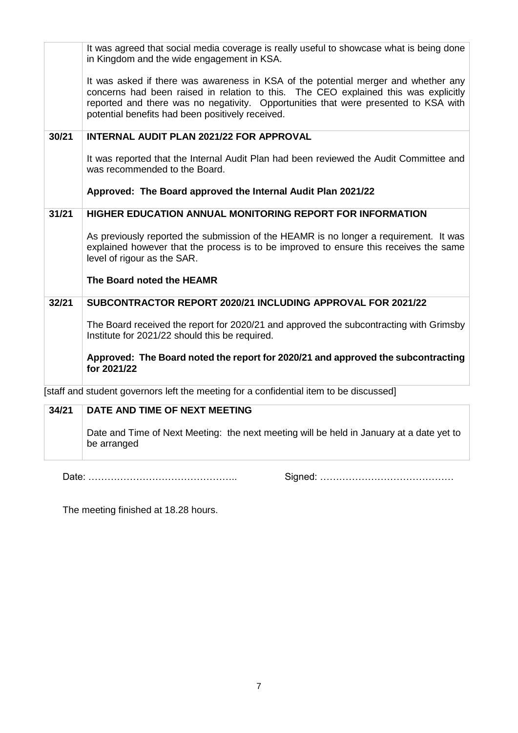| | |
|---|---|
| | It was agreed that social media coverage is really useful to showcase what is being done in Kingdom and the wide engagement in KSA.<br><br>It was asked if there was awareness in KSA of the potential merger and whether any concerns had been raised in relation to this. The CEO explained this was explicitly reported and there was no negativity. Opportunities that were presented to KSA with potential benefits had been positively received. |
| **30/21** | **INTERNAL AUDIT PLAN 2021/22 FOR APPROVAL**<br><br>It was reported that the Internal Audit Plan had been reviewed the Audit Committee and was recommended to the Board.<br><br>**Approved: The Board approved the Internal Audit Plan 2021/22** |
| **31/21** | **HIGHER EDUCATION ANNUAL MONITORING REPORT FOR INFORMATION**<br><br>As previously reported the submission of the HEAMR is no longer a requirement. It was explained however that the process is to be improved to ensure this receives the same level of rigour as the SAR.<br><br>**The Board noted the HEAMR** |
| **32/21** | **SUBCONTRACTOR REPORT 2020/21 INCLUDING APPROVAL FOR 2021/22**<br><br>The Board received the report for 2020/21 and approved the subcontracting with Grimsby Institute for 2021/22 should this be required.<br><br>**Approved: The Board noted the report for 2020/21 and approved the subcontracting for 2021/22** |

[staff and student governors left the meeting for a confidential item to be discussed]

| | |
|---|---|
| **34/21** | **DATE AND TIME OF NEXT MEETING**<br><br>Date and Time of Next Meeting: the next meeting will be held in January at a date yet to be arranged |

Date: ……………………………………….. Signed: ……………………………………

The meeting finished at 18.28 hours.